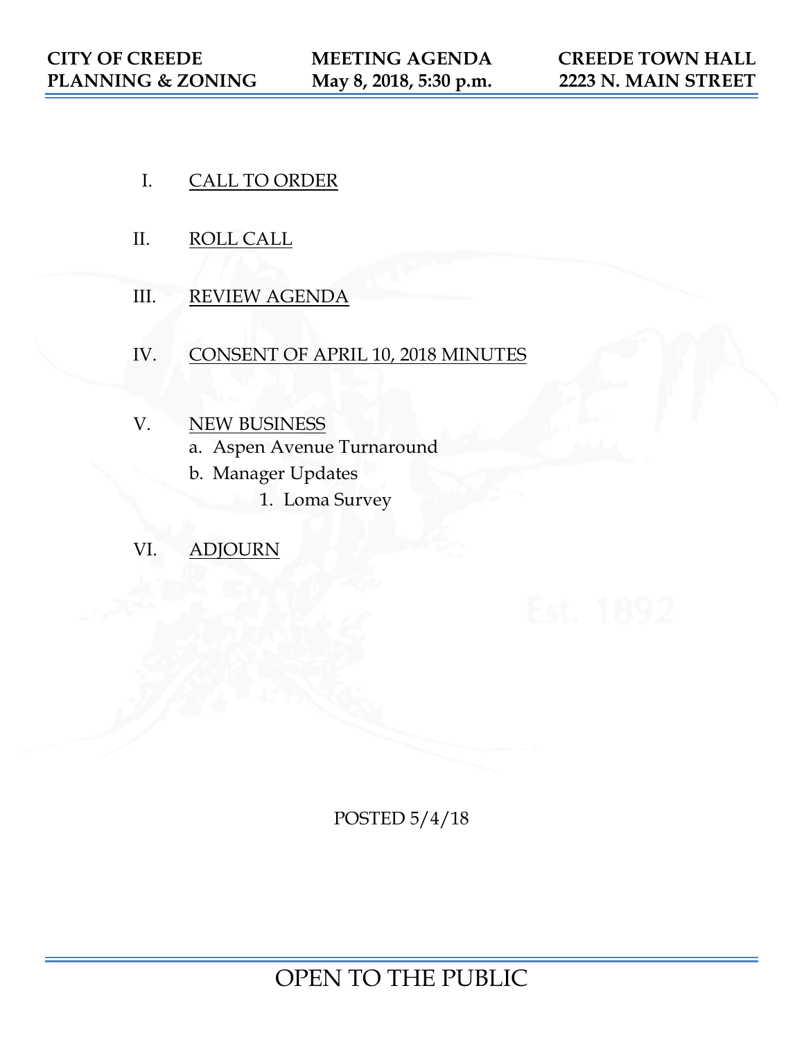**CITY OF CREEDE**
**PLANNING & ZONING**

**MEETING AGENDA**
**May 8, 2018, 5:30 p.m.**

**CREEDE TOWN HALL**
**2223 N. MAIN STREET**

I. CALL TO ORDER

II. ROLL CALL

III. REVIEW AGENDA

IV. CONSENT OF APRIL 10, 2018 MINUTES

V. NEW BUSINESS
   a. Aspen Avenue Turnaround
   b. Manager Updates
      1. Loma Survey

VI. ADJOURN

POSTED 5/4/18

OPEN TO THE PUBLIC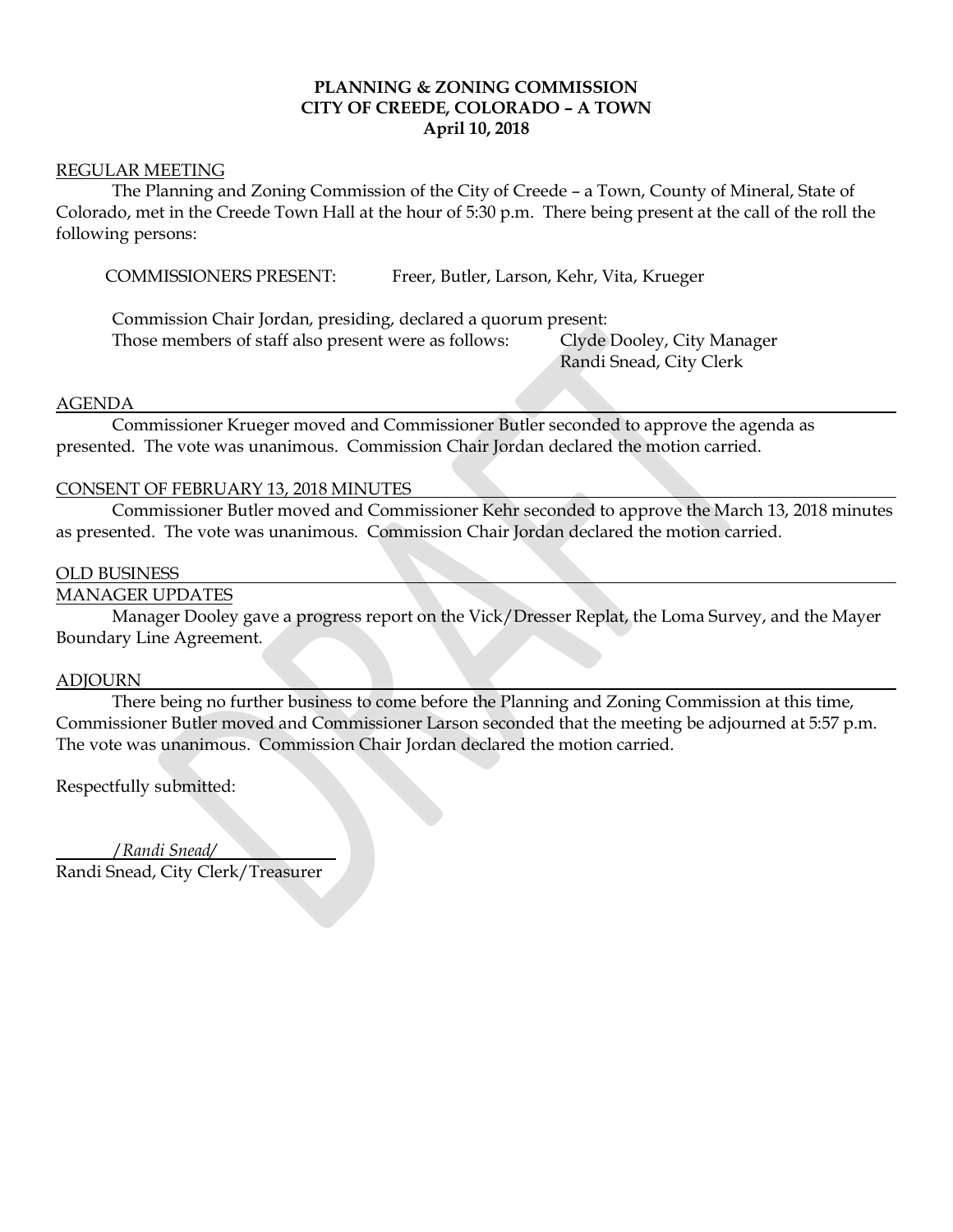**PLANNING & ZONING COMMISSION**
**CITY OF CREEDE, COLORADO – A TOWN**
**April 10, 2018**

REGULAR MEETING

The Planning and Zoning Commission of the City of Creede – a Town, County of Mineral, State of Colorado, met in the Creede Town Hall at the hour of 5:30 p.m. There being present at the call of the roll the following persons:

COMMISSIONERS PRESENT: Freer, Butler, Larson, Kehr, Vita, Krueger

Commission Chair Jordan, presiding, declared a quorum present:

Those members of staff also present were as follows: Clyde Dooley, City Manager
Randi Snead, City Clerk

AGENDA

Commissioner Krueger moved and Commissioner Butler seconded to approve the agenda as presented. The vote was unanimous. Commission Chair Jordan declared the motion carried.

CONSENT OF FEBRUARY 13, 2018 MINUTES

Commissioner Butler moved and Commissioner Kehr seconded to approve the March 13, 2018 minutes as presented. The vote was unanimous. Commission Chair Jordan declared the motion carried.

OLD BUSINESS

MANAGER UPDATES

Manager Dooley gave a progress report on the Vick/Dresser Replat, the Loma Survey, and the Mayer Boundary Line Agreement.

ADJOURN

There being no further business to come before the Planning and Zoning Commission at this time, Commissioner Butler moved and Commissioner Larson seconded that the meeting be adjourned at 5:57 p.m. The vote was unanimous. Commission Chair Jordan declared the motion carried.

Respectfully submitted:

*/Randi Snead/*

Randi Snead, City Clerk/Treasurer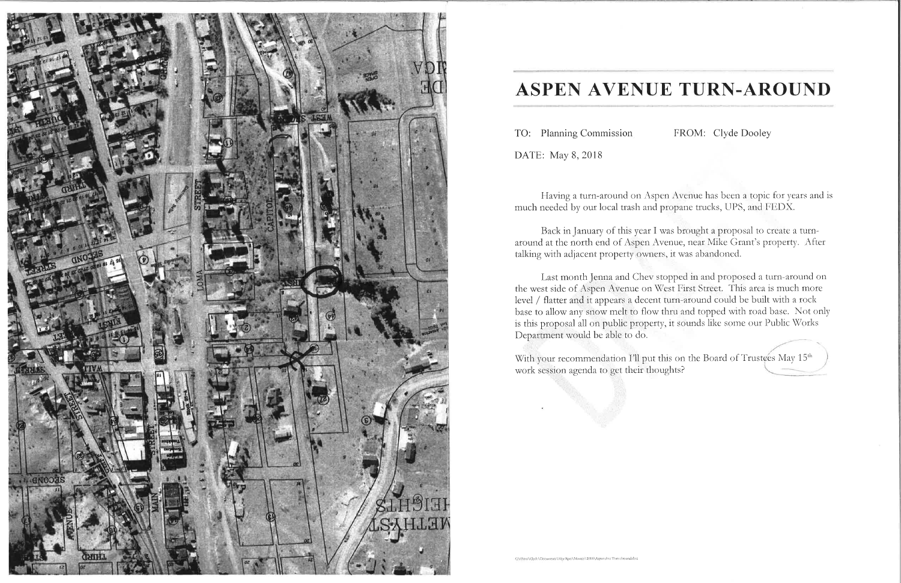# ASPEN AVENUE TURN-AROUND

TO: Planning Commission FROM: Clyde Dooley

DATE: May 8, 2018

Having a turn-around on Aspen Avenue has been a topic for years and is much needed by our local trash and propane trucks, UPS, and FEDX.

Back in January of this year I was brought a proposal to create a turn-around at the north end of Aspen Avenue, near Mike Grant's property. After talking with adjacent property owners, it was abandoned.

Last month Jenna and Chev stopped in and proposed a turn-around on the west side of Aspen Avenue on West First Street. This area is much more level / flatter and it appears a decent turn-around could be built with a rock base to allow any snow melt to flow thru and topped with road base. Not only is this proposal all on public property, it sounds like some our Public Works Department would be able to do.

With your recommendation I'll put this on the Board of Trustees May 15th work session agenda to get their thoughts?